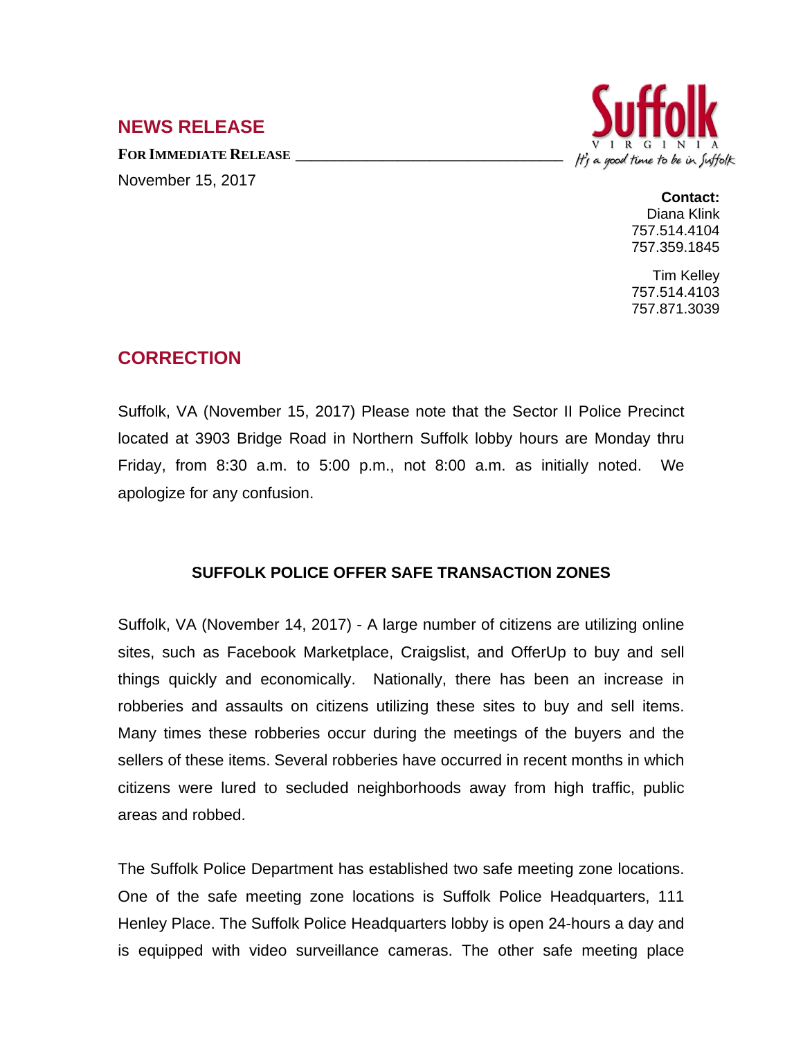## NEWS RELEASE

**FOR IMMEDIATE RELEASE**

November 15, 2017

Suffolk
VIRGINIA
It's a good time to be in Suffolk

**Contact:**
Diana Klink
757.514.4104
757.359.1845

Tim Kelley
757.514.4103
757.871.3039

## CORRECTION

Suffolk, VA (November 15, 2017) Please note that the Sector II Police Precinct located at 3903 Bridge Road in Northern Suffolk lobby hours are Monday thru Friday, from 8:30 a.m. to 5:00 p.m., not 8:00 a.m. as initially noted. We apologize for any confusion.

### SUFFOLK POLICE OFFER SAFE TRANSACTION ZONES

Suffolk, VA (November 14, 2017) - A large number of citizens are utilizing online sites, such as Facebook Marketplace, Craigslist, and OfferUp to buy and sell things quickly and economically. Nationally, there has been an increase in robberies and assaults on citizens utilizing these sites to buy and sell items. Many times these robberies occur during the meetings of the buyers and the sellers of these items. Several robberies have occurred in recent months in which citizens were lured to secluded neighborhoods away from high traffic, public areas and robbed.

The Suffolk Police Department has established two safe meeting zone locations. One of the safe meeting zone locations is Suffolk Police Headquarters, 111 Henley Place. The Suffolk Police Headquarters lobby is open 24-hours a day and is equipped with video surveillance cameras. The other safe meeting place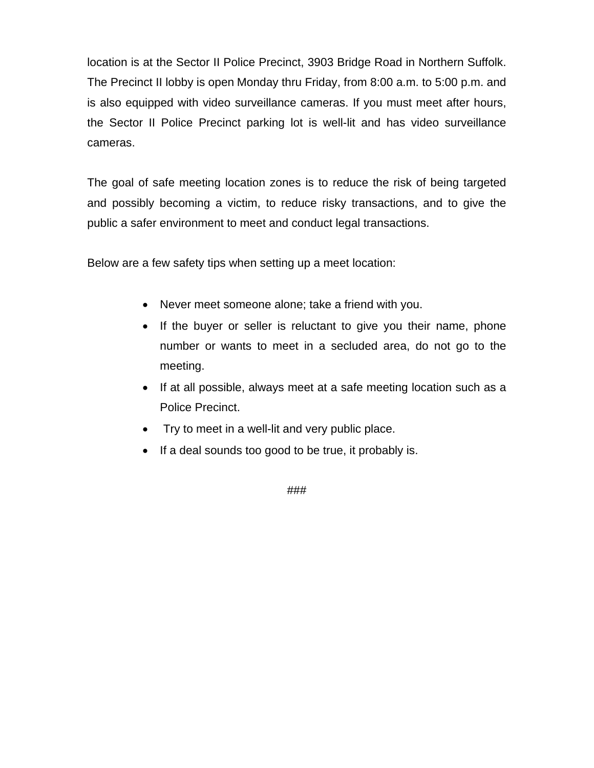location is at the Sector II Police Precinct, 3903 Bridge Road in Northern Suffolk. The Precinct II lobby is open Monday thru Friday, from 8:00 a.m. to 5:00 p.m. and is also equipped with video surveillance cameras. If you must meet after hours, the Sector II Police Precinct parking lot is well-lit and has video surveillance cameras.

The goal of safe meeting location zones is to reduce the risk of being targeted and possibly becoming a victim, to reduce risky transactions, and to give the public a safer environment to meet and conduct legal transactions.

Below are a few safety tips when setting up a meet location:

- Never meet someone alone; take a friend with you.
- If the buyer or seller is reluctant to give you their name, phone number or wants to meet in a secluded area, do not go to the meeting.
- If at all possible, always meet at a safe meeting location such as a Police Precinct.
- Try to meet in a well-lit and very public place.
- If a deal sounds too good to be true, it probably is.

###